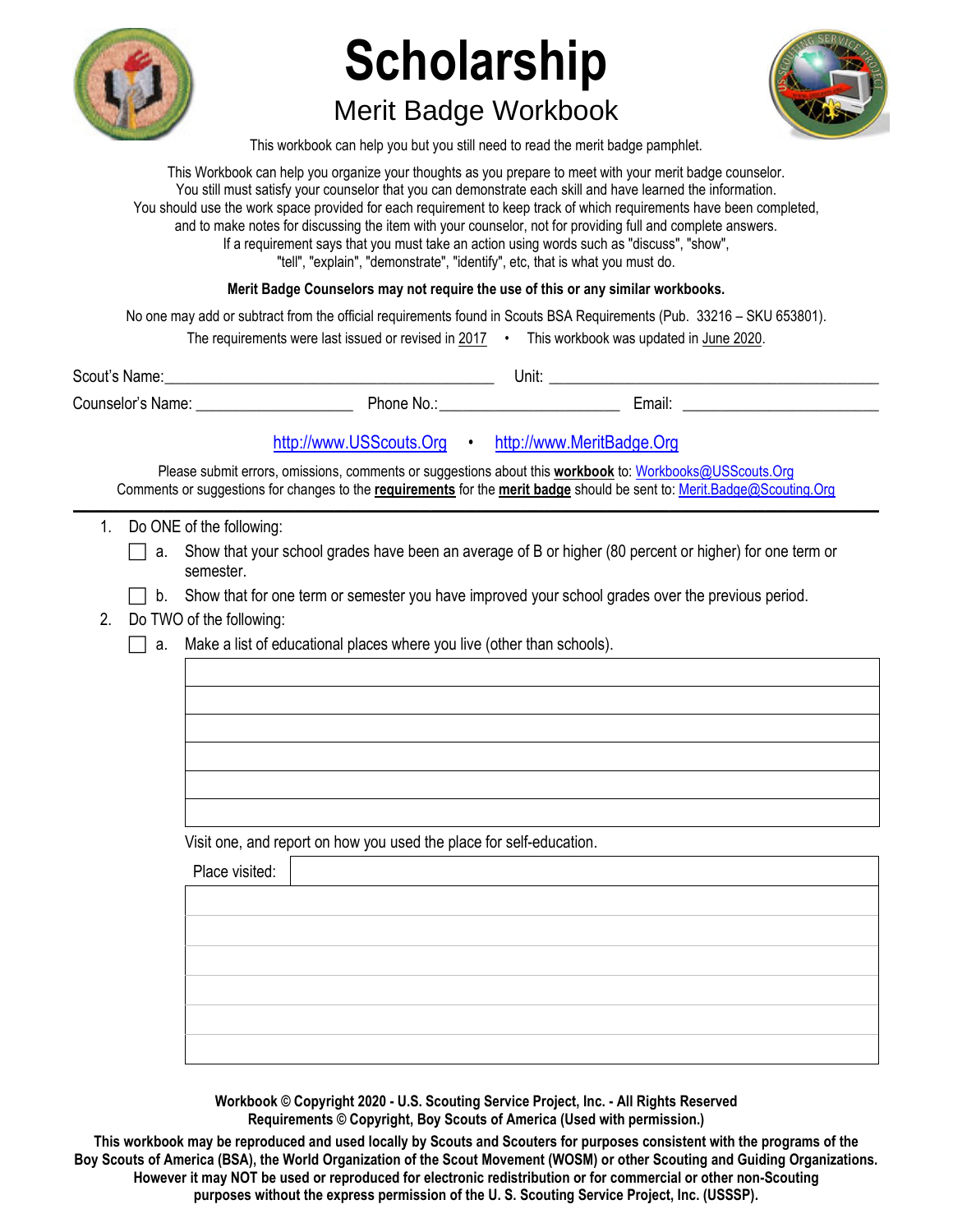# Scholarship

## Merit Badge Workbook

This workbook can help you but you still need to read the merit badge pamphlet.

This Workbook can help you organize your thoughts as you prepare to meet with your merit badge counselor.
You still must satisfy your counselor that you can demonstrate each skill and have learned the information.
You should use the work space provided for each requirement to keep track of which requirements have been completed,
and to make notes for discussing the item with your counselor, not for providing full and complete answers.
If a requirement says that you must take an action using words such as "discuss", "show",
"tell", "explain", "demonstrate", "identify", etc, that is what you must do.

**Merit Badge Counselors may not require the use of this or any similar workbooks.**

No one may add or subtract from the official requirements found in Scouts BSA Requirements (Pub. 33216 – SKU 653801).

The requirements were last issued or revised in 2017 • This workbook was updated in June 2020.

Scout's Name: ________________________ Unit: ________________________

Counselor's Name: ____________ Phone No.: ______________ Email: ______________

http://www.USScouts.Org • http://www.MeritBadge.Org

Please submit errors, omissions, comments or suggestions about this **workbook** to: Workbooks@USScouts.Org
Comments or suggestions for changes to the **requirements** for the **merit badge** should be sent to: Merit.Badge@Scouting.Org

---

1. Do ONE of the following:
   - [ ] a. Show that your school grades have been an average of B or higher (80 percent or higher) for one term or semester.
   - [ ] b. Show that for one term or semester you have improved your school grades over the previous period.
2. Do TWO of the following:
   - [ ] a. Make a list of educational places where you live (other than schools).

| |
|---|
| |
| |
| |
| |
| |
| |

Visit one, and report on how you used the place for self-education.

| Place visited: | |
|---|---|
| | |
| | |
| | |
| | |
| | |
| | |

**Workbook © Copyright 2020 - U.S. Scouting Service Project, Inc. - All Rights Reserved**
**Requirements © Copyright, Boy Scouts of America (Used with permission.)**

**This workbook may be reproduced and used locally by Scouts and Scouters for purposes consistent with the programs of the Boy Scouts of America (BSA), the World Organization of the Scout Movement (WOSM) or other Scouting and Guiding Organizations. However it may NOT be used or reproduced for electronic redistribution or for commercial or other non-Scouting purposes without the express permission of the U. S. Scouting Service Project, Inc. (USSSP).**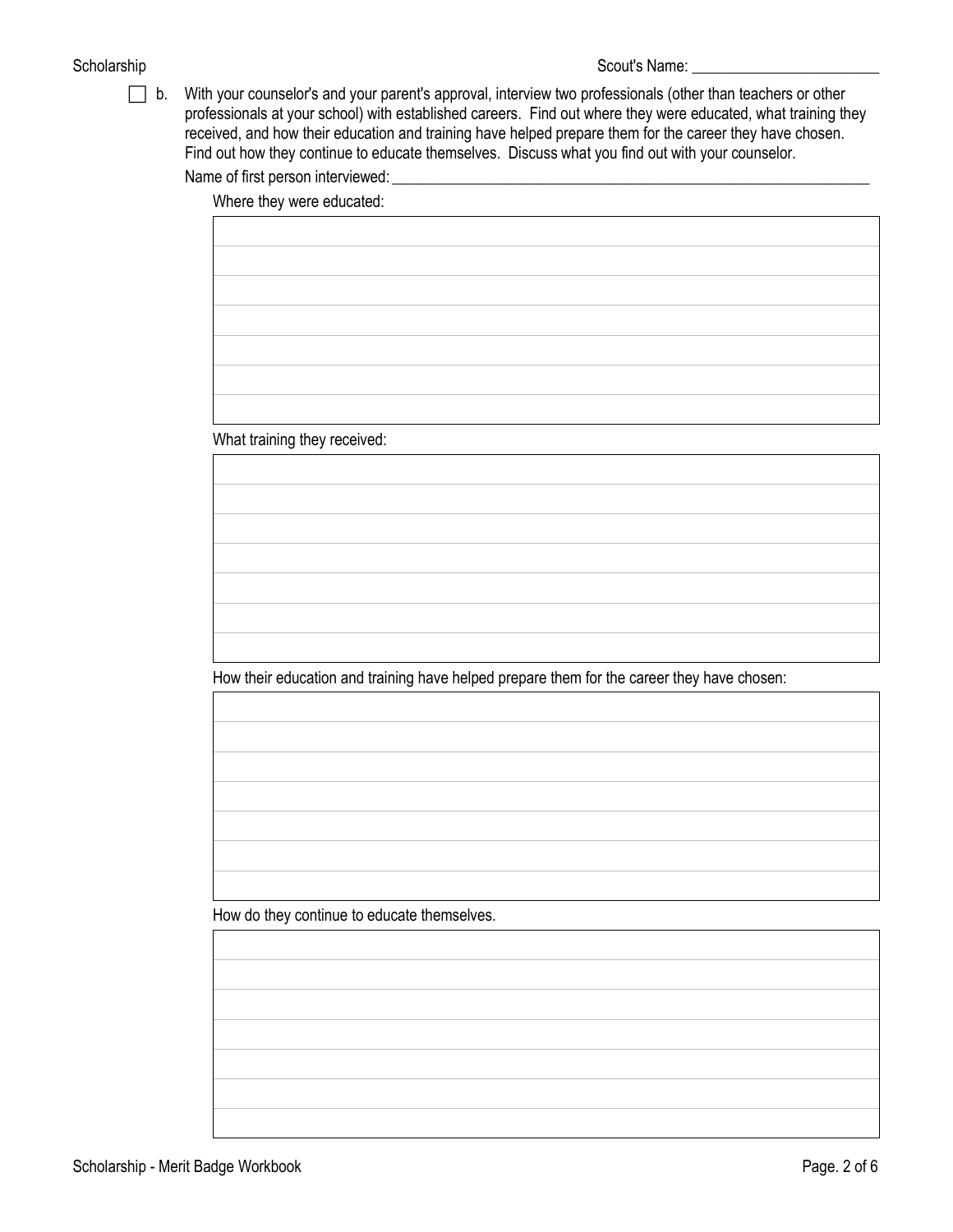Scout's Name: ________________________

- [ ] b. With your counselor's and your parent's approval, interview two professionals (other than teachers or other professionals at your school) with established careers. Find out where they were educated, what training they received, and how their education and training have helped prepare them for the career they have chosen. Find out how they continue to educate themselves. Discuss what you find out with your counselor.

Name of first person interviewed: ________________________________________________

Where they were educated:

What training they received:

How their education and training have helped prepare them for the career they have chosen:

How do they continue to educate themselves.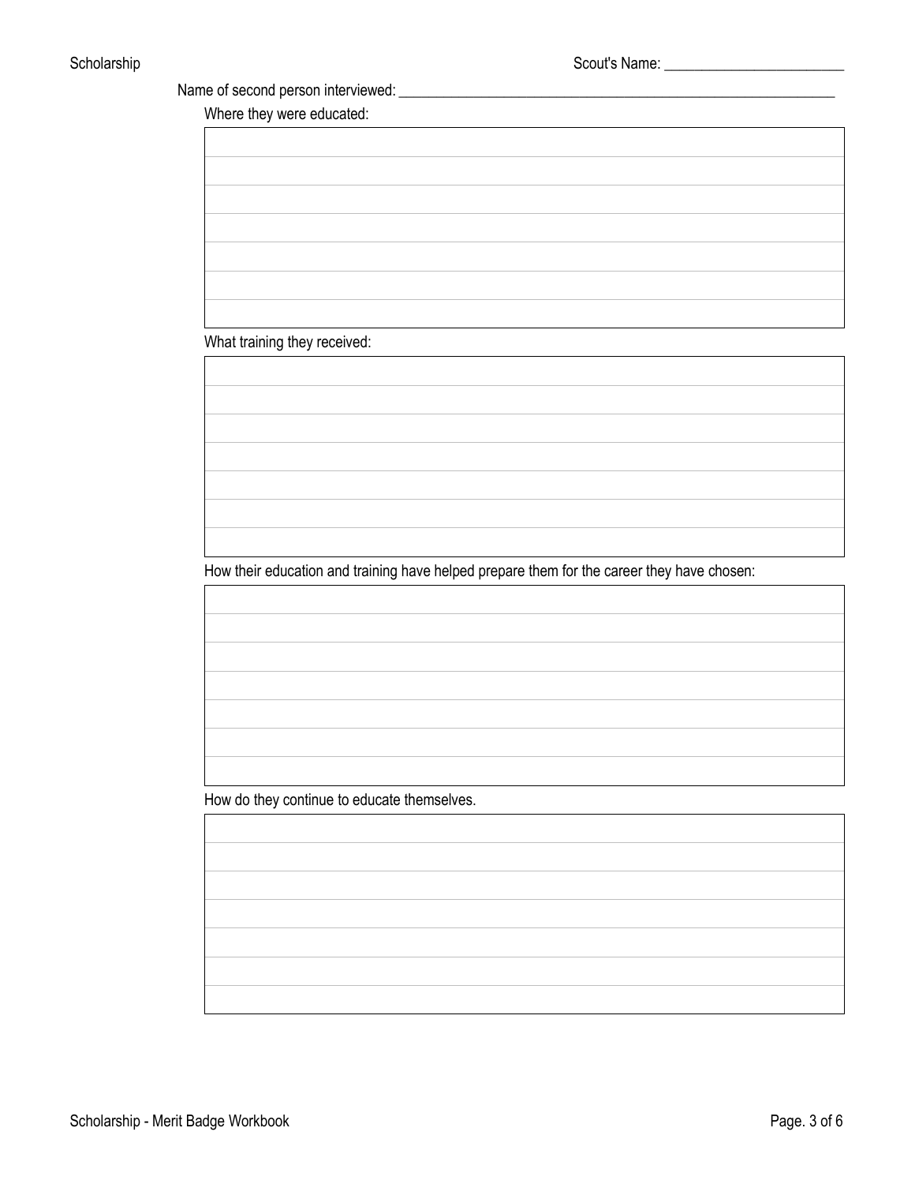Scout's Name: ________________________

Name of second person interviewed: ____________________________________________________________

Where they were educated:

| |
|---|
| |
| |
| |
| |
| |
| |

What training they received:

| |
|---|
| |
| |
| |
| |
| |
| |

How their education and training have helped prepare them for the career they have chosen:

| |
|---|
| |
| |
| |
| |
| |
| |

How do they continue to educate themselves.

| |
|---|
| |
| |
| |
| |
| |
| |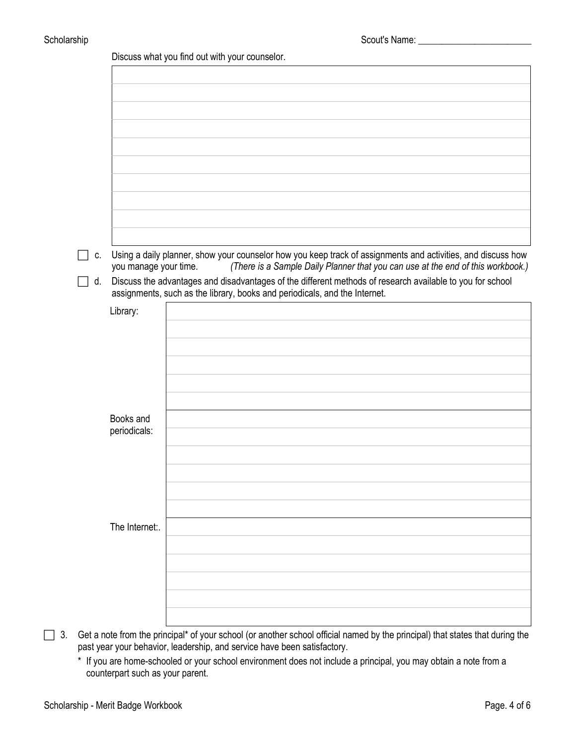Discuss what you find out with your counselor.

| |
|---|
| |
| |
| |
| |
| |
| |
| |
| |
| |

- [ ] c. Using a daily planner, show your counselor how you keep track of assignments and activities, and discuss how you manage your time. *(There is a Sample Daily Planner that you can use at the end of this workbook.)*
- [ ] d. Discuss the advantages and disadvantages of the different methods of research available to you for school assignments, such as the library, books and periodicals, and the Internet.

| | |
|---|---|
| Library: | |
| | |
| | |
| | |
| | |
| | |
| Books and periodicals: | |
| | |
| | |
| | |
| | |
| | |
| The Internet:. | |
| | |
| | |
| | |
| | |
| | |

- [ ] 3. Get a note from the principal* of your school (or another school official named by the principal) that states that during the past year your behavior, leadership, and service have been satisfactory.

  \* If you are home-schooled or your school environment does not include a principal, you may obtain a note from a counterpart such as your parent.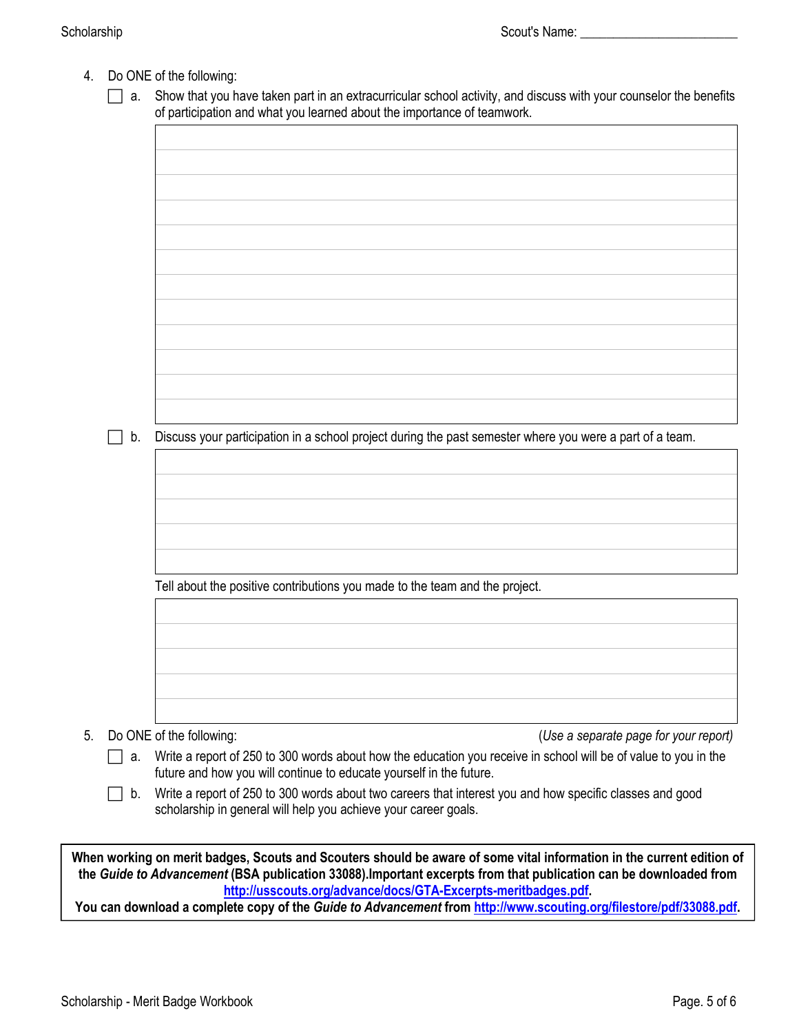4. Do ONE of the following:
   - [ ] a. Show that you have taken part in an extracurricular school activity, and discuss with your counselor the benefits of participation and what you learned about the importance of teamwork.
   - [ ] b. Discuss your participation in a school project during the past semester where you were a part of a team.

     Tell about the positive contributions you made to the team and the project.

5. Do ONE of the following: (*Use a separate page for your report*)
   - [ ] a. Write a report of 250 to 300 words about how the education you receive in school will be of value to you in the future and how you will continue to educate yourself in the future.
   - [ ] b. Write a report of 250 to 300 words about two careers that interest you and how specific classes and good scholarship in general will help you achieve your career goals.

**When working on merit badges, Scouts and Scouters should be aware of some vital information in the current edition of the *Guide to Advancement* (BSA publication 33088).Important excerpts from that publication can be downloaded from [http://usscouts.org/advance/docs/GTA-Excerpts-meritbadges.pdf](http://usscouts.org/advance/docs/GTA-Excerpts-meritbadges.pdf).**
**You can download a complete copy of the *Guide to Advancement* from [http://www.scouting.org/filestore/pdf/33088.pdf](http://www.scouting.org/filestore/pdf/33088.pdf).**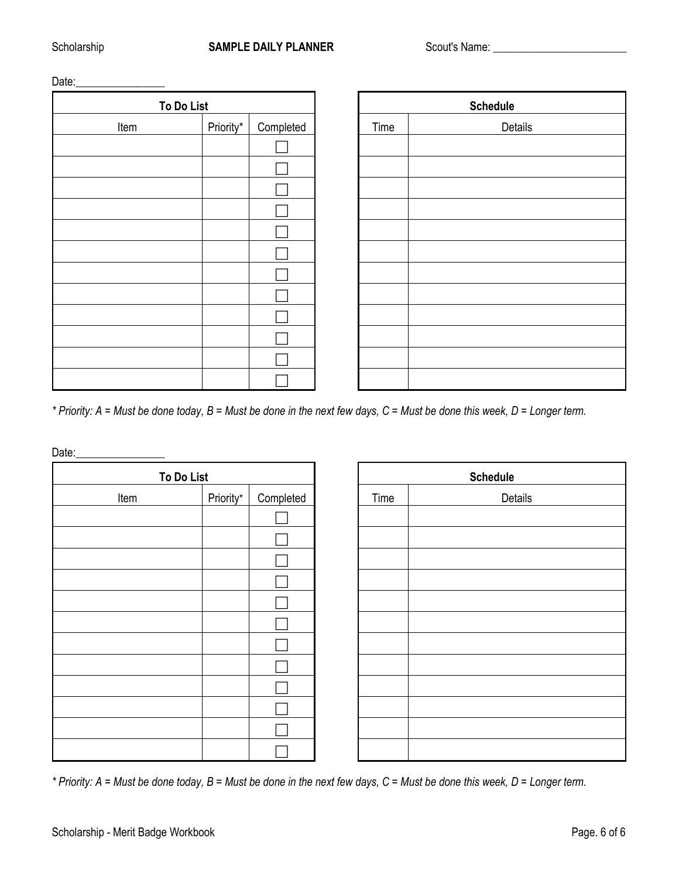**SAMPLE DAILY PLANNER**

Scout's Name: ________________________

Date:________________

| To Do List | | |
|---|---|---|
| Item | Priority* | Completed |
| | | ☐ |
| | | ☐ |
| | | ☐ |
| | | ☐ |
| | | ☐ |
| | | ☐ |
| | | ☐ |
| | | ☐ |
| | | ☐ |
| | | ☐ |
| | | ☐ |
| | | ☐ |

| Schedule | |
|---|---|
| Time | Details |
| | |
| | |
| | |
| | |
| | |
| | |
| | |
| | |
| | |
| | |
| | |
| | |

*\* Priority: A = Must be done today, B = Must be done in the next few days, C = Must be done this week, D = Longer term.*

Date:________________

| To Do List | | |
|---|---|---|
| Item | Priority* | Completed |
| | | ☐ |
| | | ☐ |
| | | ☐ |
| | | ☐ |
| | | ☐ |
| | | ☐ |
| | | ☐ |
| | | ☐ |
| | | ☐ |
| | | ☐ |
| | | ☐ |
| | | ☐ |

| Schedule | |
|---|---|
| Time | Details |
| | |
| | |
| | |
| | |
| | |
| | |
| | |
| | |
| | |
| | |
| | |
| | |

*\* Priority: A = Must be done today, B = Must be done in the next few days, C = Must be done this week, D = Longer term.*